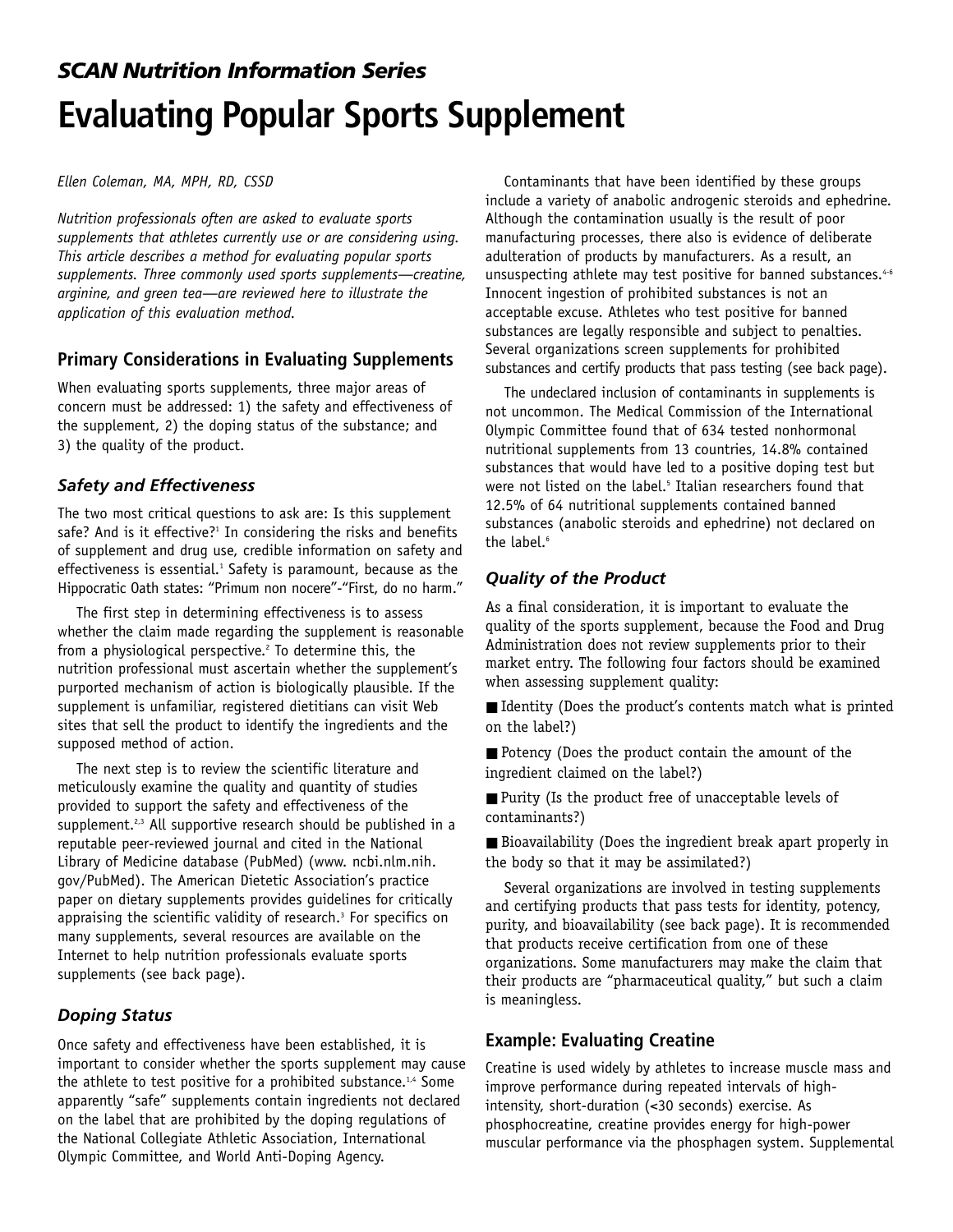*SCAN Nutrition Information Series*

# Evaluating Popular Sports Supplement

*Ellen Coleman, MA, MPH, RD, CSSD*

*Nutrition professionals often are asked to evaluate sports supplements that athletes currently use or are considering using. This article describes a method for evaluating popular sports supplements. Three commonly used sports supplements—creatine, arginine, and green tea—are reviewed here to illustrate the application of this evaluation method.*

## Primary Considerations in Evaluating Supplements

When evaluating sports supplements, three major areas of concern must be addressed: 1) the safety and effectiveness of the supplement, 2) the doping status of the substance; and 3) the quality of the product.

### *Safety and Effectiveness*

The two most critical questions to ask are: Is this supplement safe? And is it effective?[1] In considering the risks and benefits of supplement and drug use, credible information on safety and effectiveness is essential.[1] Safety is paramount, because as the Hippocratic Oath states: "Primum non nocere"-"First, do no harm."

The first step in determining effectiveness is to assess whether the claim made regarding the supplement is reasonable from a physiological perspective.[2] To determine this, the nutrition professional must ascertain whether the supplement's purported mechanism of action is biologically plausible. If the supplement is unfamiliar, registered dietitians can visit Web sites that sell the product to identify the ingredients and the supposed method of action.

The next step is to review the scientific literature and meticulously examine the quality and quantity of studies provided to support the safety and effectiveness of the supplement.[2,3] All supportive research should be published in a reputable peer-reviewed journal and cited in the National Library of Medicine database (PubMed) (www. ncbi.nlm.nih. gov/PubMed). The American Dietetic Association's practice paper on dietary supplements provides guidelines for critically appraising the scientific validity of research.[3] For specifics on many supplements, several resources are available on the Internet to help nutrition professionals evaluate sports supplements (see back page).

### *Doping Status*

Once safety and effectiveness have been established, it is important to consider whether the sports supplement may cause the athlete to test positive for a prohibited substance.[1,4] Some apparently "safe" supplements contain ingredients not declared on the label that are prohibited by the doping regulations of the National Collegiate Athletic Association, International Olympic Committee, and World Anti-Doping Agency.

Contaminants that have been identified by these groups include a variety of anabolic androgenic steroids and ephedrine. Although the contamination usually is the result of poor manufacturing processes, there also is evidence of deliberate adulteration of products by manufacturers. As a result, an unsuspecting athlete may test positive for banned substances.[4-6] Innocent ingestion of prohibited substances is not an acceptable excuse. Athletes who test positive for banned substances are legally responsible and subject to penalties. Several organizations screen supplements for prohibited substances and certify products that pass testing (see back page).

The undeclared inclusion of contaminants in supplements is not uncommon. The Medical Commission of the International Olympic Committee found that of 634 tested nonhormonal nutritional supplements from 13 countries, 14.8% contained substances that would have led to a positive doping test but were not listed on the label.[5] Italian researchers found that 12.5% of 64 nutritional supplements contained banned substances (anabolic steroids and ephedrine) not declared on the label.[6]

### *Quality of the Product*

As a final consideration, it is important to evaluate the quality of the sports supplement, because the Food and Drug Administration does not review supplements prior to their market entry. The following four factors should be examined when assessing supplement quality:

- Identity (Does the product's contents match what is printed on the label?)
- Potency (Does the product contain the amount of the ingredient claimed on the label?)
- Purity (Is the product free of unacceptable levels of contaminants?)
- Bioavailability (Does the ingredient break apart properly in the body so that it may be assimilated?)

Several organizations are involved in testing supplements and certifying products that pass tests for identity, potency, purity, and bioavailability (see back page). It is recommended that products receive certification from one of these organizations. Some manufacturers may make the claim that their products are "pharmaceutical quality," but such a claim is meaningless.

## Example: Evaluating Creatine

Creatine is used widely by athletes to increase muscle mass and improve performance during repeated intervals of high-intensity, short-duration (<30 seconds) exercise. As phosphocreatine, creatine provides energy for high-power muscular performance via the phosphagen system. Supplemental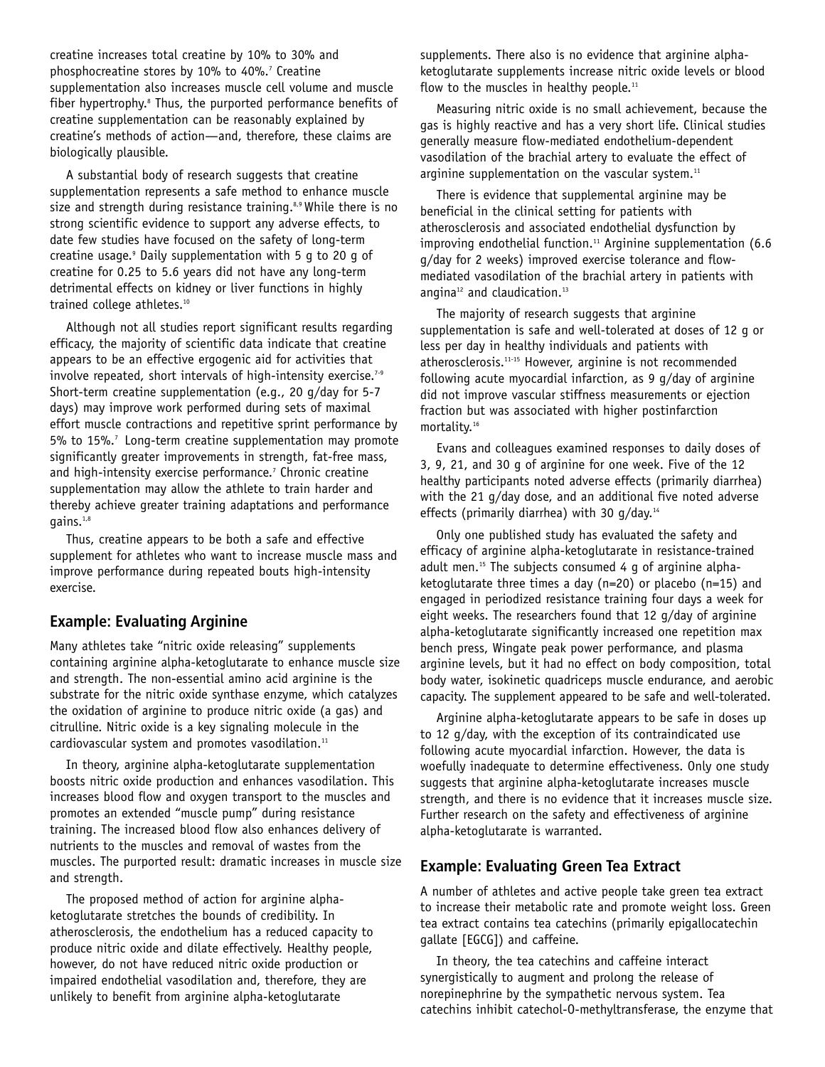creatine increases total creatine by 10% to 30% and phosphocreatine stores by 10% to 40%.[7] Creatine supplementation also increases muscle cell volume and muscle fiber hypertrophy.[8] Thus, the purported performance benefits of creatine supplementation can be reasonably explained by creatine's methods of action—and, therefore, these claims are biologically plausible.

A substantial body of research suggests that creatine supplementation represents a safe method to enhance muscle size and strength during resistance training.[8,9] While there is no strong scientific evidence to support any adverse effects, to date few studies have focused on the safety of long-term creatine usage.[9] Daily supplementation with 5 g to 20 g of creatine for 0.25 to 5.6 years did not have any long-term detrimental effects on kidney or liver functions in highly trained college athletes.[10]

Although not all studies report significant results regarding efficacy, the majority of scientific data indicate that creatine appears to be an effective ergogenic aid for activities that involve repeated, short intervals of high-intensity exercise.[7-9] Short-term creatine supplementation (e.g., 20 g/day for 5-7 days) may improve work performed during sets of maximal effort muscle contractions and repetitive sprint performance by 5% to 15%.[7] Long-term creatine supplementation may promote significantly greater improvements in strength, fat-free mass, and high-intensity exercise performance.[7] Chronic creatine supplementation may allow the athlete to train harder and thereby achieve greater training adaptations and performance gains.[1,8]

Thus, creatine appears to be both a safe and effective supplement for athletes who want to increase muscle mass and improve performance during repeated bouts high-intensity exercise.

## Example: Evaluating Arginine

Many athletes take "nitric oxide releasing" supplements containing arginine alpha-ketoglutarate to enhance muscle size and strength. The non-essential amino acid arginine is the substrate for the nitric oxide synthase enzyme, which catalyzes the oxidation of arginine to produce nitric oxide (a gas) and citrulline. Nitric oxide is a key signaling molecule in the cardiovascular system and promotes vasodilation.[11]

In theory, arginine alpha-ketoglutarate supplementation boosts nitric oxide production and enhances vasodilation. This increases blood flow and oxygen transport to the muscles and promotes an extended "muscle pump" during resistance training. The increased blood flow also enhances delivery of nutrients to the muscles and removal of wastes from the muscles. The purported result: dramatic increases in muscle size and strength.

The proposed method of action for arginine alpha-ketoglutarate stretches the bounds of credibility. In atherosclerosis, the endothelium has a reduced capacity to produce nitric oxide and dilate effectively. Healthy people, however, do not have reduced nitric oxide production or impaired endothelial vasodilation and, therefore, they are unlikely to benefit from arginine alpha-ketoglutarate supplements. There also is no evidence that arginine alpha-ketoglutarate supplements increase nitric oxide levels or blood flow to the muscles in healthy people.[11]

Measuring nitric oxide is no small achievement, because the gas is highly reactive and has a very short life. Clinical studies generally measure flow-mediated endothelium-dependent vasodilation of the brachial artery to evaluate the effect of arginine supplementation on the vascular system.[11]

There is evidence that supplemental arginine may be beneficial in the clinical setting for patients with atherosclerosis and associated endothelial dysfunction by improving endothelial function.[11] Arginine supplementation (6.6 g/day for 2 weeks) improved exercise tolerance and flow-mediated vasodilation of the brachial artery in patients with angina[12] and claudication.[13]

The majority of research suggests that arginine supplementation is safe and well-tolerated at doses of 12 g or less per day in healthy individuals and patients with atherosclerosis.[11-15] However, arginine is not recommended following acute myocardial infarction, as 9 g/day of arginine did not improve vascular stiffness measurements or ejection fraction but was associated with higher postinfarction mortality.[16]

Evans and colleagues examined responses to daily doses of 3, 9, 21, and 30 g of arginine for one week. Five of the 12 healthy participants noted adverse effects (primarily diarrhea) with the 21 g/day dose, and an additional five noted adverse effects (primarily diarrhea) with 30 g/day.[14]

Only one published study has evaluated the safety and efficacy of arginine alpha-ketoglutarate in resistance-trained adult men.[15] The subjects consumed 4 g of arginine alpha-ketoglutarate three times a day (n=20) or placebo (n=15) and engaged in periodized resistance training four days a week for eight weeks. The researchers found that 12 g/day of arginine alpha-ketoglutarate significantly increased one repetition max bench press, Wingate peak power performance, and plasma arginine levels, but it had no effect on body composition, total body water, isokinetic quadriceps muscle endurance, and aerobic capacity. The supplement appeared to be safe and well-tolerated.

Arginine alpha-ketoglutarate appears to be safe in doses up to 12 g/day, with the exception of its contraindicated use following acute myocardial infarction. However, the data is woefully inadequate to determine effectiveness. Only one study suggests that arginine alpha-ketoglutarate increases muscle strength, and there is no evidence that it increases muscle size. Further research on the safety and effectiveness of arginine alpha-ketoglutarate is warranted.

## Example: Evaluating Green Tea Extract

A number of athletes and active people take green tea extract to increase their metabolic rate and promote weight loss. Green tea extract contains tea catechins (primarily epigallocatechin gallate [EGCG]) and caffeine.

In theory, the tea catechins and caffeine interact synergistically to augment and prolong the release of norepinephrine by the sympathetic nervous system. Tea catechins inhibit catechol-O-methyltransferase, the enzyme that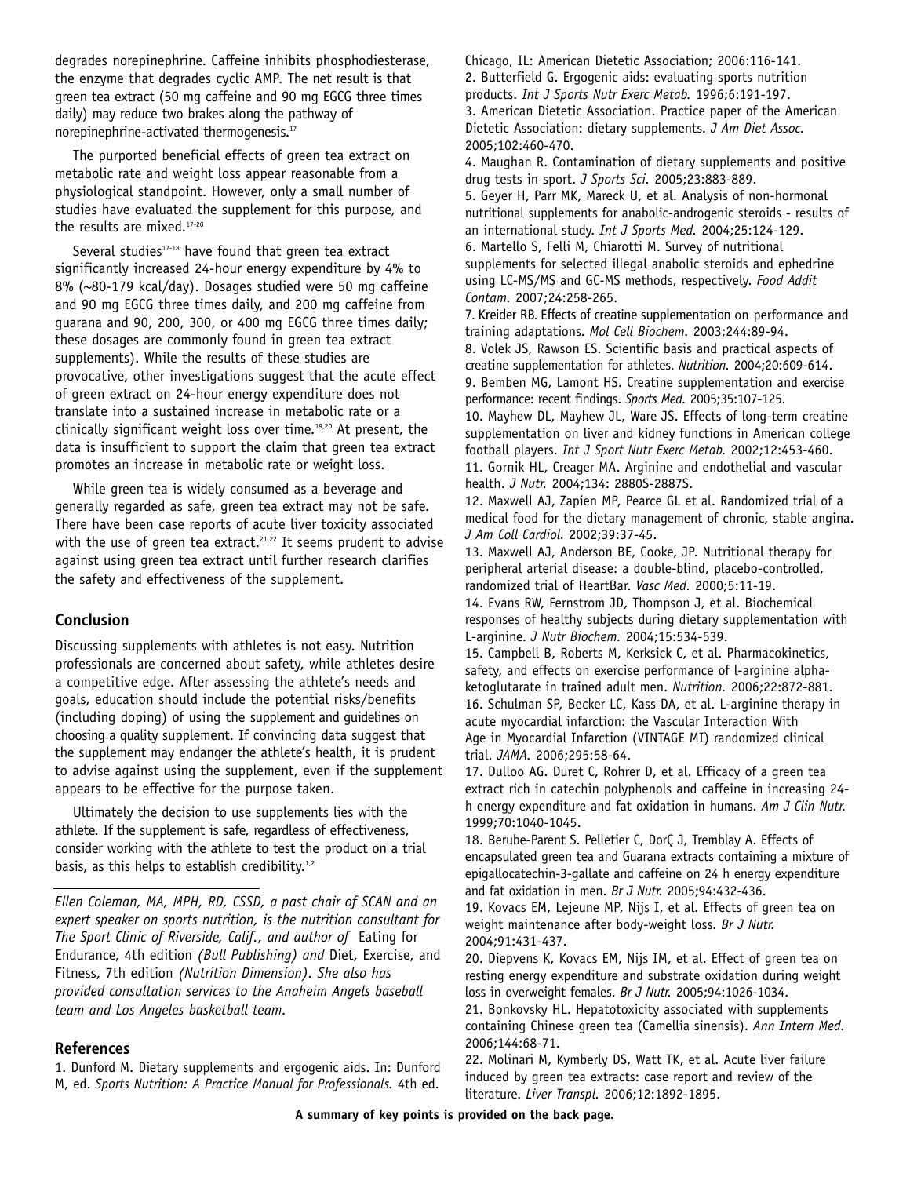degrades norepinephrine. Caffeine inhibits phosphodiesterase, the enzyme that degrades cyclic AMP. The net result is that green tea extract (50 mg caffeine and 90 mg EGCG three times daily) may reduce two brakes along the pathway of norepinephrine-activated thermogenesis.[17]

The purported beneficial effects of green tea extract on metabolic rate and weight loss appear reasonable from a physiological standpoint. However, only a small number of studies have evaluated the supplement for this purpose, and the results are mixed.[17-20]

Several studies[17-18] have found that green tea extract significantly increased 24-hour energy expenditure by 4% to 8% (~80-179 kcal/day). Dosages studied were 50 mg caffeine and 90 mg EGCG three times daily, and 200 mg caffeine from guarana and 90, 200, 300, or 400 mg EGCG three times daily; these dosages are commonly found in green tea extract supplements). While the results of these studies are provocative, other investigations suggest that the acute effect of green extract on 24-hour energy expenditure does not translate into a sustained increase in metabolic rate or a clinically significant weight loss over time.[19,20] At present, the data is insufficient to support the claim that green tea extract promotes an increase in metabolic rate or weight loss.

While green tea is widely consumed as a beverage and generally regarded as safe, green tea extract may not be safe. There have been case reports of acute liver toxicity associated with the use of green tea extract.[21,22] It seems prudent to advise against using green tea extract until further research clarifies the safety and effectiveness of the supplement.

## Conclusion

Discussing supplements with athletes is not easy. Nutrition professionals are concerned about safety, while athletes desire a competitive edge. After assessing the athlete's needs and goals, education should include the potential risks/benefits (including doping) of using the supplement and guidelines on choosing a quality supplement. If convincing data suggest that the supplement may endanger the athlete's health, it is prudent to advise against using the supplement, even if the supplement appears to be effective for the purpose taken.

Ultimately the decision to use supplements lies with the athlete. If the supplement is safe, regardless of effectiveness, consider working with the athlete to test the product on a trial basis, as this helps to establish credibility.[1,2]

---

*Ellen Coleman, MA, MPH, RD, CSSD, a past chair of SCAN and an expert speaker on sports nutrition, is the nutrition consultant for The Sport Clinic of Riverside, Calif., and author of* Eating for Endurance, 4th edition *(Bull Publishing) and* Diet, Exercise, and Fitness, 7th edition *(Nutrition Dimension). She also has provided consultation services to the Anaheim Angels baseball team and Los Angeles basketball team.*

## References

1. Dunford M. Dietary supplements and ergogenic aids. In: Dunford M, ed. *Sports Nutrition: A Practice Manual for Professionals.* 4th ed. Chicago, IL: American Dietetic Association; 2006:116-141.
2. Butterfield G. Ergogenic aids: evaluating sports nutrition products. *Int J Sports Nutr Exerc Metab.* 1996;6:191-197.
3. American Dietetic Association. Practice paper of the American Dietetic Association: dietary supplements. *J Am Diet Assoc.* 2005;102:460-470.
4. Maughan R. Contamination of dietary supplements and positive drug tests in sport. *J Sports Sci.* 2005;23:883-889.
5. Geyer H, Parr MK, Mareck U, et al. Analysis of non-hormonal nutritional supplements for anabolic-androgenic steroids - results of an international study. *Int J Sports Med.* 2004;25:124-129.
6. Martello S, Felli M, Chiarotti M. Survey of nutritional supplements for selected illegal anabolic steroids and ephedrine using LC-MS/MS and GC-MS methods, respectively. *Food Addit Contam.* 2007;24:258-265.
7. Kreider RB. Effects of creatine supplementation on performance and training adaptations. *Mol Cell Biochem.* 2003;244:89-94.
8. Volek JS, Rawson ES. Scientific basis and practical aspects of creatine supplementation for athletes. *Nutrition.* 2004;20:609-614.
9. Bemben MG, Lamont HS. Creatine supplementation and exercise performance: recent findings. *Sports Med.* 2005;35:107-125.
10. Mayhew DL, Mayhew JL, Ware JS. Effects of long-term creatine supplementation on liver and kidney functions in American college football players. *Int J Sport Nutr Exerc Metab.* 2002;12:453-460.
11. Gornik HL, Creager MA. Arginine and endothelial and vascular health. *J Nutr.* 2004;134: 2880S-2887S.
12. Maxwell AJ, Zapien MP, Pearce GL et al. Randomized trial of a medical food for the dietary management of chronic, stable angina. *J Am Coll Cardiol.* 2002;39:37-45.
13. Maxwell AJ, Anderson BE, Cooke, JP. Nutritional therapy for peripheral arterial disease: a double-blind, placebo-controlled, randomized trial of HeartBar. *Vasc Med.* 2000;5:11-19.
14. Evans RW, Fernstrom JD, Thompson J, et al. Biochemical responses of healthy subjects during dietary supplementation with L-arginine. *J Nutr Biochem.* 2004;15:534-539.
15. Campbell B, Roberts M, Kerksick C, et al. Pharmacokinetics, safety, and effects on exercise performance of l-arginine alpha-ketoglutarate in trained adult men. *Nutrition.* 2006;22:872-881.
16. Schulman SP, Becker LC, Kass DA, et al. L-arginine therapy in acute myocardial infarction: the Vascular Interaction With Age in Myocardial Infarction (VINTAGE MI) randomized clinical trial. *JAMA.* 2006;295:58-64.
17. Dulloo AG. Duret C, Rohrer D, et al. Efficacy of a green tea extract rich in catechin polyphenols and caffeine in increasing 24-h energy expenditure and fat oxidation in humans. *Am J Clin Nutr.* 1999;70:1040-1045.
18. Berube-Parent S. Pelletier C, DorÇ J, Tremblay A. Effects of encapsulated green tea and Guarana extracts containing a mixture of epigallocatechin-3-gallate and caffeine on 24 h energy expenditure and fat oxidation in men. *Br J Nutr.* 2005;94:432-436.
19. Kovacs EM, Lejeune MP, Nijs I, et al. Effects of green tea on weight maintenance after body-weight loss. *Br J Nutr.* 2004;91:431-437.
20. Diepvens K, Kovacs EM, Nijs IM, et al. Effect of green tea on resting energy expenditure and substrate oxidation during weight loss in overweight females. *Br J Nutr.* 2005;94:1026-1034.
21. Bonkovsky HL. Hepatotoxicity associated with supplements containing Chinese green tea (Camellia sinensis). *Ann Intern Med.* 2006;144:68-71.
22. Molinari M, Kymberly DS, Watt TK, et al. Acute liver failure induced by green tea extracts: case report and review of the literature. *Liver Transpl.* 2006;12:1892-1895.

**A summary of key points is provided on the back page.**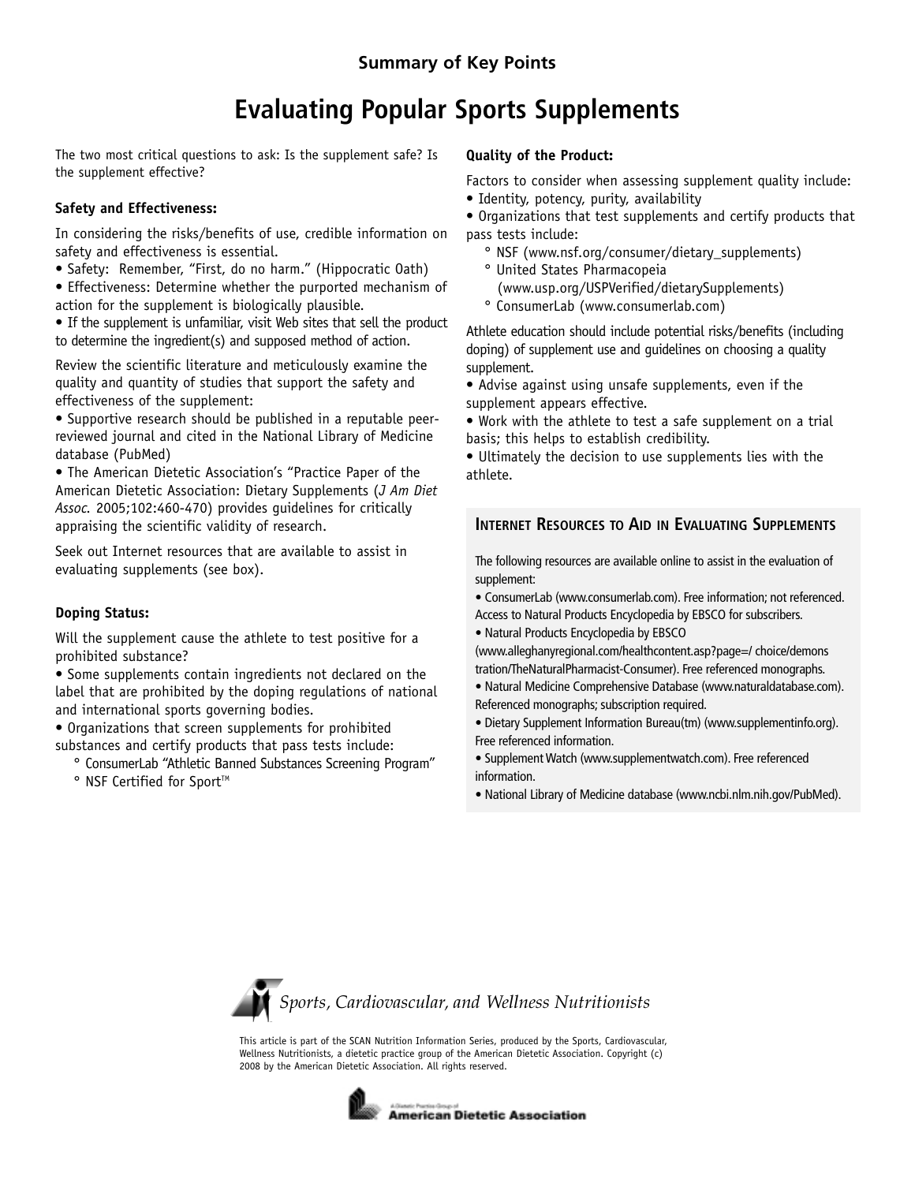## Summary of Key Points

# Evaluating Popular Sports Supplements

The two most critical questions to ask: Is the supplement safe? Is the supplement effective?

### Safety and Effectiveness:

In considering the risks/benefits of use, credible information on safety and effectiveness is essential.

- Safety: Remember, "First, do no harm." (Hippocratic Oath)
- Effectiveness: Determine whether the purported mechanism of action for the supplement is biologically plausible.
- If the supplement is unfamiliar, visit Web sites that sell the product to determine the ingredient(s) and supposed method of action.

Review the scientific literature and meticulously examine the quality and quantity of studies that support the safety and effectiveness of the supplement:

- Supportive research should be published in a reputable peer-reviewed journal and cited in the National Library of Medicine database (PubMed)
- The American Dietetic Association's "Practice Paper of the American Dietetic Association: Dietary Supplements (*J Am Diet Assoc.* 2005;102:460-470) provides guidelines for critically appraising the scientific validity of research.

Seek out Internet resources that are available to assist in evaluating supplements (see box).

### Doping Status:

Will the supplement cause the athlete to test positive for a prohibited substance?

- Some supplements contain ingredients not declared on the label that are prohibited by the doping regulations of national and international sports governing bodies.
- Organizations that screen supplements for prohibited substances and certify products that pass tests include:
  - ConsumerLab "Athletic Banned Substances Screening Program"
  - NSF Certified for Sport™

### Quality of the Product:

Factors to consider when assessing supplement quality include:

- Identity, potency, purity, availability
- Organizations that test supplements and certify products that pass tests include:
  - NSF (www.nsf.org/consumer/dietary_supplements)
  - United States Pharmacopeia (www.usp.org/USPVerified/dietarySupplements)
  - ConsumerLab (www.consumerlab.com)

Athlete education should include potential risks/benefits (including doping) of supplement use and guidelines on choosing a quality supplement.

- Advise against using unsafe supplements, even if the supplement appears effective.
- Work with the athlete to test a safe supplement on a trial basis; this helps to establish credibility.
- Ultimately the decision to use supplements lies with the athlete.

### Internet Resources to Aid in Evaluating Supplements

The following resources are available online to assist in the evaluation of supplement:

- ConsumerLab (www.consumerlab.com). Free information; not referenced. Access to Natural Products Encyclopedia by EBSCO for subscribers.
- Natural Products Encyclopedia by EBSCO (www.alleghanyregional.com/healthcontent.asp?page=/ choice/demonstration/TheNaturalPharmacist-Consumer). Free referenced monographs.
- Natural Medicine Comprehensive Database (www.naturaldatabase.com). Referenced monographs; subscription required.
- Dietary Supplement Information Bureau(tm) (www.supplementinfo.org). Free referenced information.
- Supplement Watch (www.supplementwatch.com). Free referenced information.
- National Library of Medicine database (www.ncbi.nlm.nih.gov/PubMed).

*Sports, Cardiovascular, and Wellness Nutritionists*

This article is part of the SCAN Nutrition Information Series, produced by the Sports, Cardiovascular, Wellness Nutritionists, a dietetic practice group of the American Dietetic Association. Copyright (c) 2008 by the American Dietetic Association. All rights reserved.

A Dietetic Practice Group of American Dietetic Association